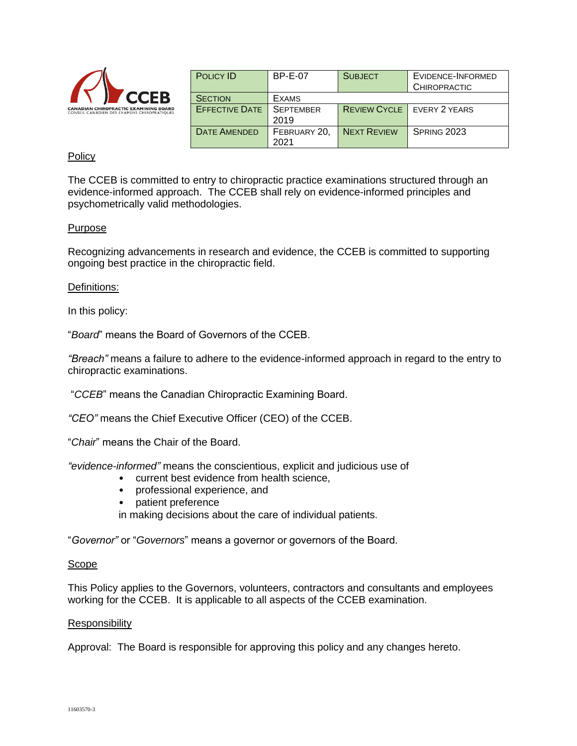CCEB
CANADIAN CHIROPRACTIC EXAMINING BOARD
CONSEIL CANADIEN DES EXAMENS CHIROPRATIQUES

| POLICY ID | BP-E-07 | SUBJECT | EVIDENCE-INFORMED CHIROPRACTIC |
|---|---|---|---|
| SECTION | EXAMS | | |
| EFFECTIVE DATE | SEPTEMBER 2019 | REVIEW CYCLE | EVERY 2 YEARS |
| DATE AMENDED | FEBRUARY 20, 2021 | NEXT REVIEW | SPRING 2023 |

## Policy

The CCEB is committed to entry to chiropractic practice examinations structured through an evidence-informed approach. The CCEB shall rely on evidence-informed principles and psychometrically valid methodologies.

## Purpose

Recognizing advancements in research and evidence, the CCEB is committed to supporting ongoing best practice in the chiropractic field.

## Definitions:

In this policy:

"*Board*" means the Board of Governors of the CCEB.

*"Breach"* means a failure to adhere to the evidence-informed approach in regard to the entry to chiropractic examinations.

"*CCEB*" means the Canadian Chiropractic Examining Board.

*"CEO"* means the Chief Executive Officer (CEO) of the CCEB.

"*Chair*" means the Chair of the Board.

*"evidence-informed"* means the conscientious, explicit and judicious use of

- current best evidence from health science,
- professional experience, and
- patient preference

in making decisions about the care of individual patients.

"*Governor"* or "*Governors*" means a governor or governors of the Board.

## Scope

This Policy applies to the Governors, volunteers, contractors and consultants and employees working for the CCEB. It is applicable to all aspects of the CCEB examination.

## Responsibility

Approval: The Board is responsible for approving this policy and any changes hereto.

11603570-3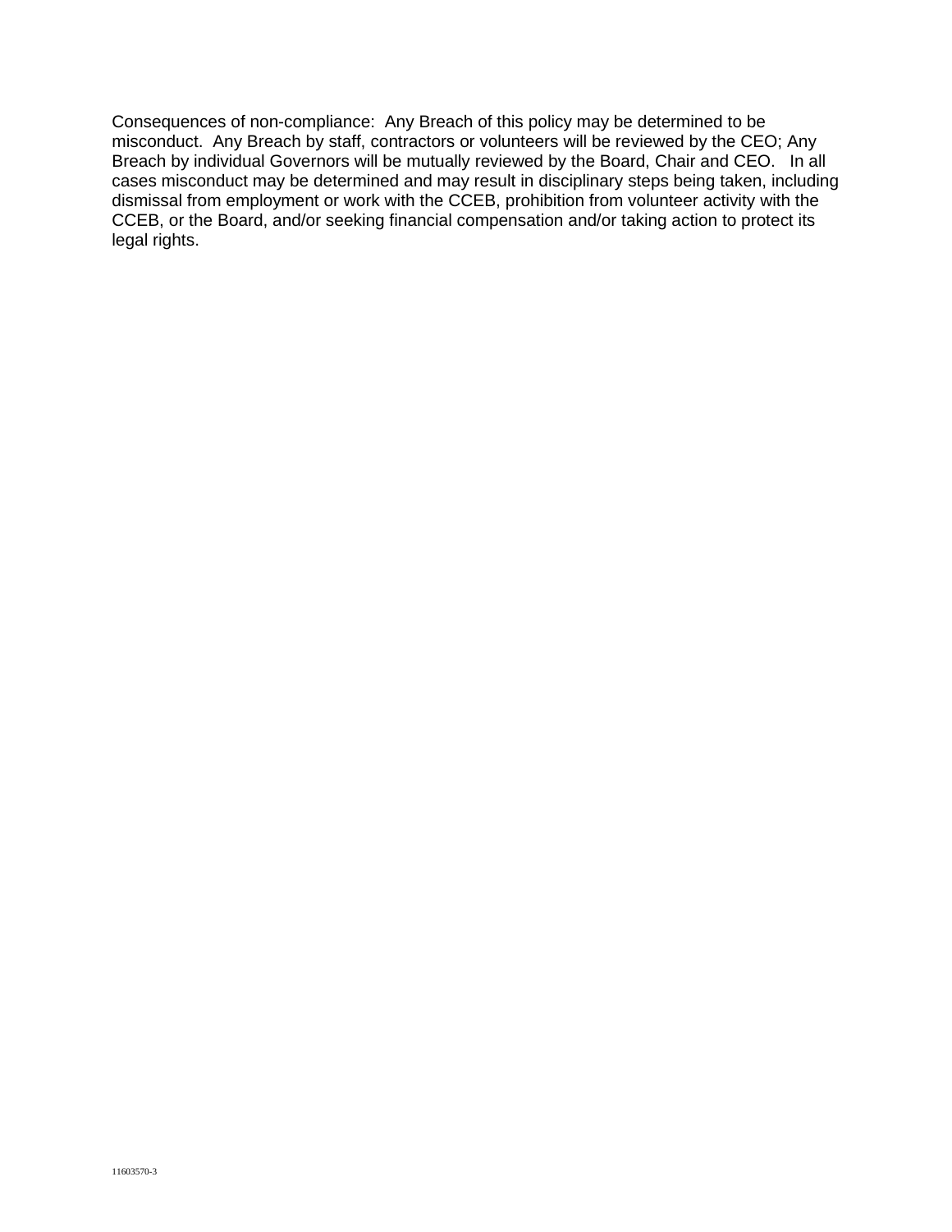Consequences of non-compliance: Any Breach of this policy may be determined to be misconduct. Any Breach by staff, contractors or volunteers will be reviewed by the CEO; Any Breach by individual Governors will be mutually reviewed by the Board, Chair and CEO. In all cases misconduct may be determined and may result in disciplinary steps being taken, including dismissal from employment or work with the CCEB, prohibition from volunteer activity with the CCEB, or the Board, and/or seeking financial compensation and/or taking action to protect its legal rights.